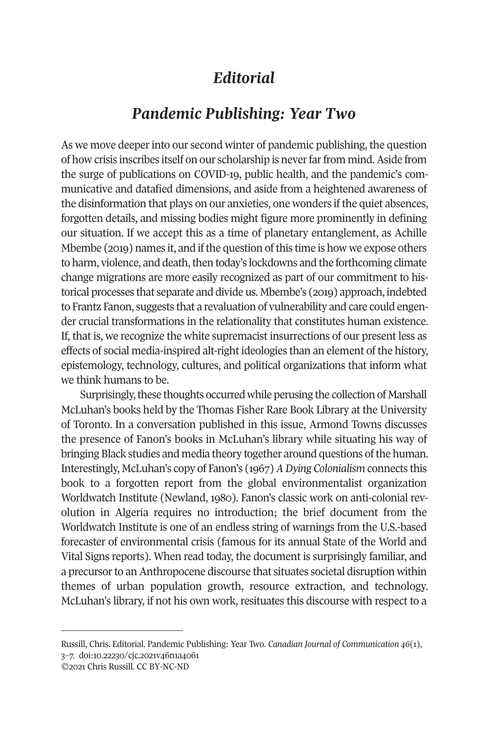# *Editorial*

## *Pandemic Publishing: Year Two*

As we move deeper into our second winter of pandemic publishing, the question of how crisis inscribes itself on our scholarship is never far from mind. Aside from the surge of publications on COVID-19, public health, and the pandemic's communicative and datafied dimensions, and aside from a heightened awareness of the disinformation that plays on our anxieties, one wonders if the quiet absences, forgotten details, and missing bodies might figure more prominently in defining our situation. If we accept this as a time of planetary entanglement, as Achille Mbembe (2019) names it, and if the question of this time is how we expose others to harm, violence, and death, then today's lockdowns and the forthcoming climate change migrations are more easily recognized as part of our commitment to historical processes that separate and divide us. Mbembe's (2019) approach, indebted to Frantz Fanon, suggests that a revaluation of vulnerability and care could engender crucial transformations in the relationality that constitutes human existence. If, that is, we recognize the white supremacist insurrections of our present less as effects of social media-inspired alt-right ideologies than an element of the history, epistemology, technology, cultures, and political organizations that inform what we think humans to be.

Surprisingly, these thoughts occurred while perusing the collection of Marshall McLuhan's books held by the Thomas Fisher Rare Book Library at the University of Toronto. In a conversation published in this issue, Armond Towns discusses the presence of Fanon's books in McLuhan's library while situating his way of bringing Black studies and media theory together around questions of the human. Interestingly, McLuhan's copy of Fanon's (1967) *A Dying Colonialism* connects this book to a forgotten report from the global environmentalist organization Worldwatch Institute (Newland, 1980). Fanon's classic work on anti-colonial revolution in Algeria requires no introduction; the brief document from the Worldwatch Institute is one of an endless string of warnings from the U.S.-based forecaster of environmental crisis (famous for its annual State of the World and Vital Signs reports). When read today, the document is surprisingly familiar, and a precursor to an Anthropocene discourse that situates societal disruption within themes of urban population growth, resource extraction, and technology. McLuhan's library, if not his own work, resituates this discourse with respect to a

---

Russill, Chris. Editorial. Pandemic Publishing: Year Two. *Canadian Journal of Communication 46*(1), 3–7. doi:10.22230/cjc.2021v46n1a4061
©2021 Chris Russill. CC BY-NC-ND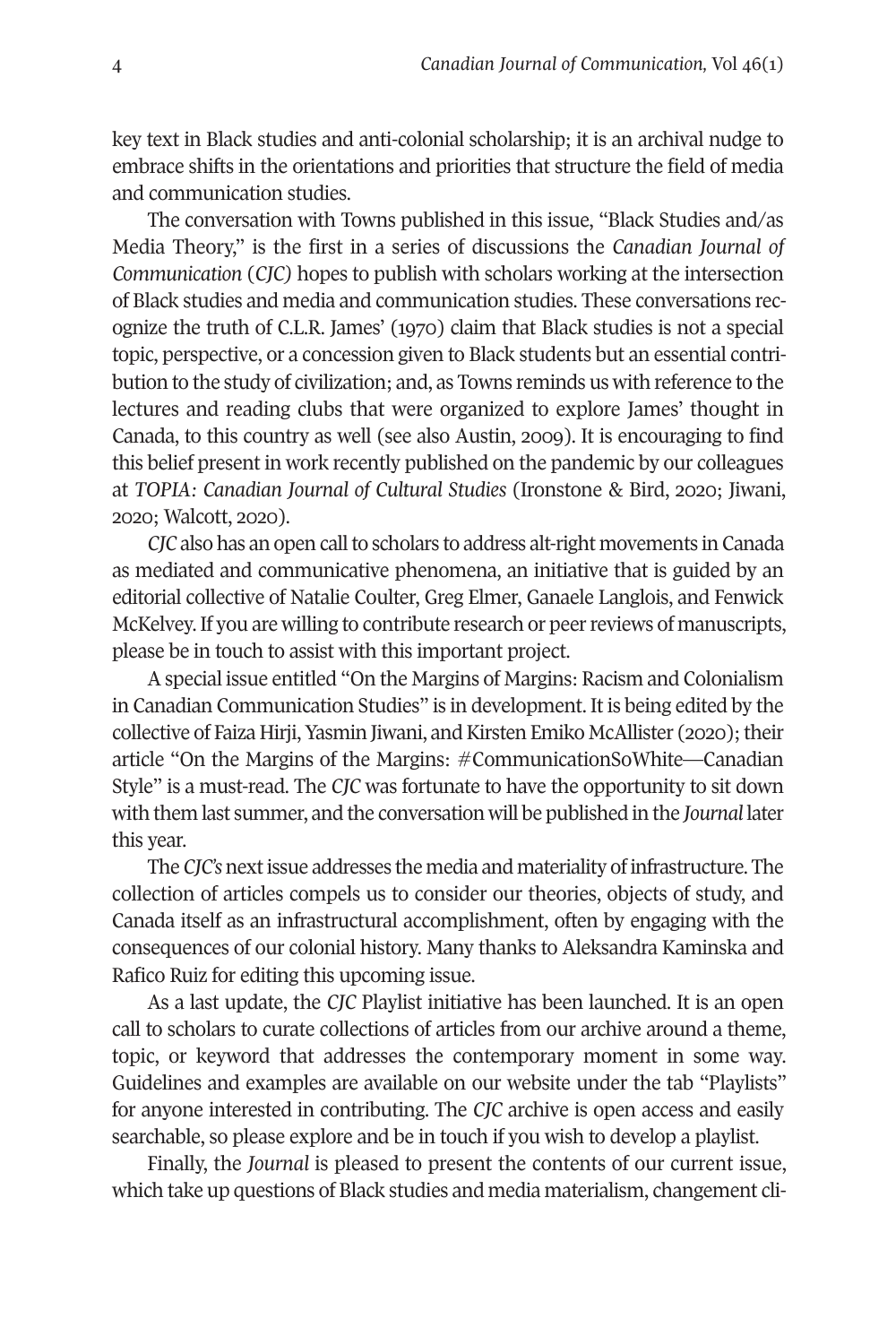key text in Black studies and anti-colonial scholarship; it is an archival nudge to embrace shifts in the orientations and priorities that structure the field of media and communication studies.

The conversation with Towns published in this issue, "Black Studies and/as Media Theory," is the first in a series of discussions the *Canadian Journal of Communication* (*CJC*) hopes to publish with scholars working at the intersection of Black studies and media and communication studies. These conversations recognize the truth of C.L.R. James' (1970) claim that Black studies is not a special topic, perspective, or a concession given to Black students but an essential contribution to the study of civilization; and, as Towns reminds us with reference to the lectures and reading clubs that were organized to explore James' thought in Canada, to this country as well (see also Austin, 2009). It is encouraging to find this belief present in work recently published on the pandemic by our colleagues at *TOPIA: Canadian Journal of Cultural Studies* (Ironstone & Bird, 2020; Jiwani, 2020; Walcott, 2020).

*CJC* also has an open call to scholars to address alt-right movements in Canada as mediated and communicative phenomena, an initiative that is guided by an editorial collective of Natalie Coulter, Greg Elmer, Ganaele Langlois, and Fenwick McKelvey. If you are willing to contribute research or peer reviews of manuscripts, please be in touch to assist with this important project.

A special issue entitled "On the Margins of Margins: Racism and Colonialism in Canadian Communication Studies" is in development. It is being edited by the collective of Faiza Hirji, Yasmin Jiwani, and Kirsten Emiko McAllister (2020); their article "On the Margins of the Margins: #CommunicationSoWhite—Canadian Style" is a must-read. The *CJC* was fortunate to have the opportunity to sit down with them last summer, and the conversation will be published in the *Journal* later this year.

The *CJC's* next issue addresses the media and materiality of infrastructure. The collection of articles compels us to consider our theories, objects of study, and Canada itself as an infrastructural accomplishment, often by engaging with the consequences of our colonial history. Many thanks to Aleksandra Kaminska and Rafico Ruiz for editing this upcoming issue.

As a last update, the *CJC* Playlist initiative has been launched. It is an open call to scholars to curate collections of articles from our archive around a theme, topic, or keyword that addresses the contemporary moment in some way. Guidelines and examples are available on our website under the tab "Playlists" for anyone interested in contributing. The *CJC* archive is open access and easily searchable, so please explore and be in touch if you wish to develop a playlist.

Finally, the *Journal* is pleased to present the contents of our current issue, which take up questions of Black studies and media materialism, changement cli-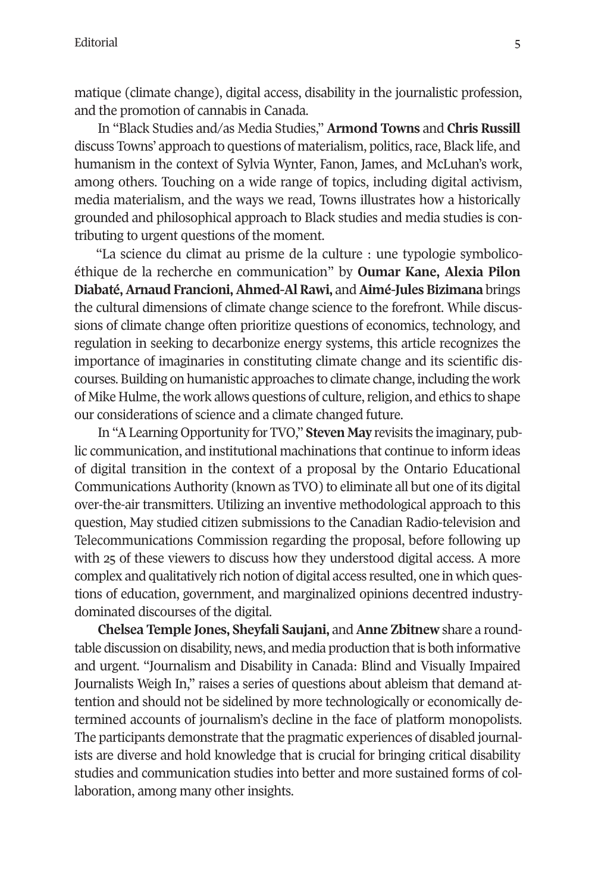matique (climate change), digital access, disability in the journalistic profession, and the promotion of cannabis in Canada.

In "Black Studies and/as Media Studies," **Armond Towns** and **Chris Russill** discuss Towns' approach to questions of materialism, politics, race, Black life, and humanism in the context of Sylvia Wynter, Fanon, James, and McLuhan's work, among others. Touching on a wide range of topics, including digital activism, media materialism, and the ways we read, Towns illustrates how a historically grounded and philosophical approach to Black studies and media studies is contributing to urgent questions of the moment.

"La science du climat au prisme de la culture : une typologie symbolico-éthique de la recherche en communication" by **Oumar Kane, Alexia Pilon Diabaté, Arnaud Francioni, Ahmed-Al Rawi,** and **Aimé-Jules Bizimana** brings the cultural dimensions of climate change science to the forefront. While discussions of climate change often prioritize questions of economics, technology, and regulation in seeking to decarbonize energy systems, this article recognizes the importance of imaginaries in constituting climate change and its scientific discourses. Building on humanistic approaches to climate change, including the work of Mike Hulme, the work allows questions of culture, religion, and ethics to shape our considerations of science and a climate changed future.

In "A Learning Opportunity for TVO," **Steven May** revisits the imaginary, public communication, and institutional machinations that continue to inform ideas of digital transition in the context of a proposal by the Ontario Educational Communications Authority (known as TVO) to eliminate all but one of its digital over-the-air transmitters. Utilizing an inventive methodological approach to this question, May studied citizen submissions to the Canadian Radio-television and Telecommunications Commission regarding the proposal, before following up with 25 of these viewers to discuss how they understood digital access. A more complex and qualitatively rich notion of digital access resulted, one in which questions of education, government, and marginalized opinions decentred industry-dominated discourses of the digital.

**Chelsea Temple Jones, Sheyfali Saujani,** and **Anne Zbitnew** share a roundtable discussion on disability, news, and media production that is both informative and urgent. "Journalism and Disability in Canada: Blind and Visually Impaired Journalists Weigh In," raises a series of questions about ableism that demand attention and should not be sidelined by more technologically or economically determined accounts of journalism's decline in the face of platform monopolists. The participants demonstrate that the pragmatic experiences of disabled journalists are diverse and hold knowledge that is crucial for bringing critical disability studies and communication studies into better and more sustained forms of collaboration, among many other insights.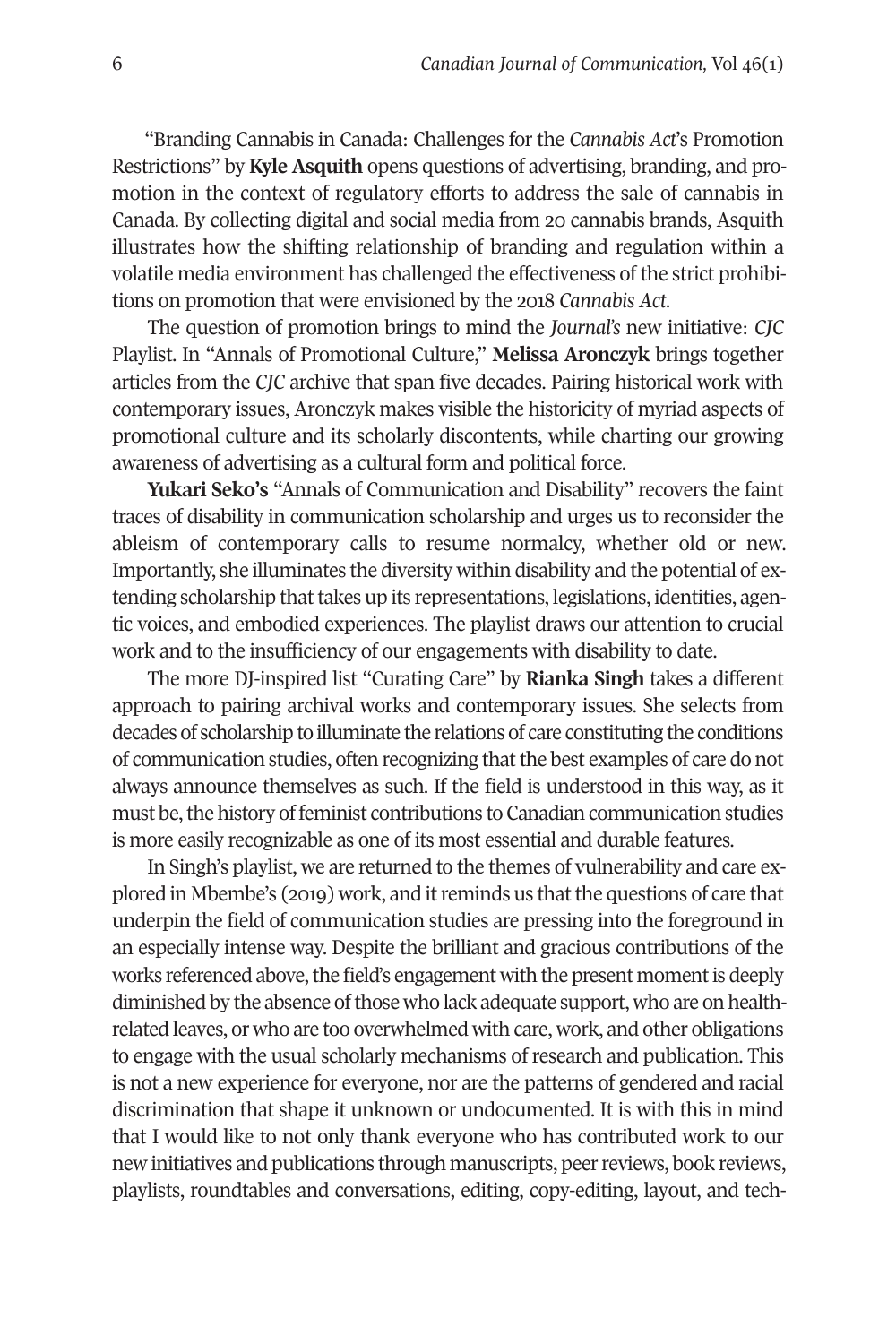"Branding Cannabis in Canada: Challenges for the *Cannabis Act*'s Promotion Restrictions" by **Kyle Asquith** opens questions of advertising, branding, and promotion in the context of regulatory efforts to address the sale of cannabis in Canada. By collecting digital and social media from 20 cannabis brands, Asquith illustrates how the shifting relationship of branding and regulation within a volatile media environment has challenged the effectiveness of the strict prohibitions on promotion that were envisioned by the 2018 *Cannabis Act.*

The question of promotion brings to mind the *Journal's* new initiative: *CJC* Playlist. In "Annals of Promotional Culture," **Melissa Aronczyk** brings together articles from the *CJC* archive that span five decades. Pairing historical work with contemporary issues, Aronczyk makes visible the historicity of myriad aspects of promotional culture and its scholarly discontents, while charting our growing awareness of advertising as a cultural form and political force.

**Yukari Seko's** "Annals of Communication and Disability" recovers the faint traces of disability in communication scholarship and urges us to reconsider the ableism of contemporary calls to resume normalcy, whether old or new. Importantly, she illuminates the diversity within disability and the potential of extending scholarship that takes up its representations, legislations, identities, agentic voices, and embodied experiences. The playlist draws our attention to crucial work and to the insufficiency of our engagements with disability to date.

The more DJ-inspired list "Curating Care" by **Rianka Singh** takes a different approach to pairing archival works and contemporary issues. She selects from decades of scholarship to illuminate the relations of care constituting the conditions of communication studies, often recognizing that the best examples of care do not always announce themselves as such. If the field is understood in this way, as it must be, the history of feminist contributions to Canadian communication studies is more easily recognizable as one of its most essential and durable features.

In Singh's playlist, we are returned to the themes of vulnerability and care explored in Mbembe's (2019) work, and it reminds us that the questions of care that underpin the field of communication studies are pressing into the foreground in an especially intense way. Despite the brilliant and gracious contributions of the works referenced above, the field's engagement with the present moment is deeply diminished by the absence of those who lack adequate support, who are on health-related leaves, or who are too overwhelmed with care, work, and other obligations to engage with the usual scholarly mechanisms of research and publication. This is not a new experience for everyone, nor are the patterns of gendered and racial discrimination that shape it unknown or undocumented. It is with this in mind that I would like to not only thank everyone who has contributed work to our new initiatives and publications through manuscripts, peer reviews, book reviews, playlists, roundtables and conversations, editing, copy-editing, layout, and tech-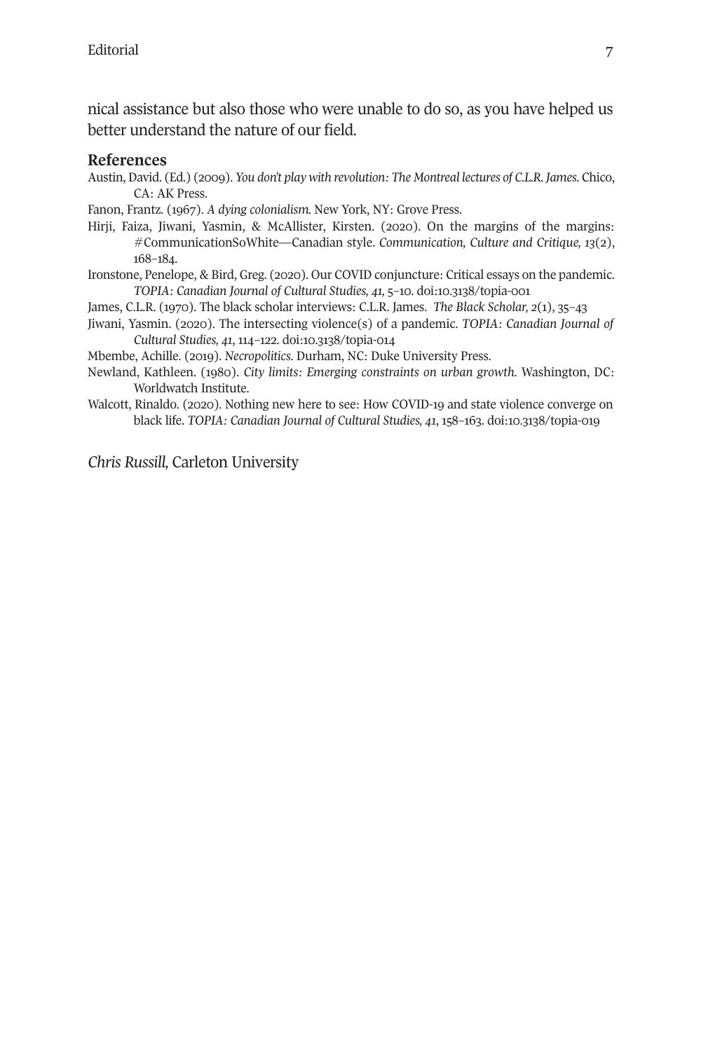nical assistance but also those who were unable to do so, as you have helped us better understand the nature of our field.

## References

Austin, David. (Ed.) (2009). *You don't play with revolution: The Montreal lectures of C.L.R. James.* Chico, CA: AK Press.

Fanon, Frantz. (1967). *A dying colonialism.* New York, NY: Grove Press.

Hirji, Faiza, Jiwani, Yasmin, & McAllister, Kirsten. (2020). On the margins of the margins: #CommunicationSoWhite—Canadian style. *Communication, Culture and Critique, 13*(2), 168–184.

Ironstone, Penelope, & Bird, Greg. (2020). Our COVID conjuncture: Critical essays on the pandemic. *TOPIA: Canadian Journal of Cultural Studies, 41,* 5–10. doi:10.3138/topia-001

James, C.L.R. (1970). The black scholar interviews: C.L.R. James. *The Black Scholar, 2*(1), 35–43

Jiwani, Yasmin. (2020). The intersecting violence(s) of a pandemic. *TOPIA: Canadian Journal of Cultural Studies, 41*, 114–122. doi:10.3138/topia-014

Mbembe, Achille. (2019). *Necropolitics.* Durham, NC: Duke University Press.

Newland, Kathleen. (1980). *City limits: Emerging constraints on urban growth.* Washington, DC: Worldwatch Institute.

Walcott, Rinaldo. (2020). Nothing new here to see: How COVID-19 and state violence converge on black life. *TOPIA: Canadian Journal of Cultural Studies, 41*, 158–163. doi:10.3138/topia-019

*Chris Russill,* Carleton University